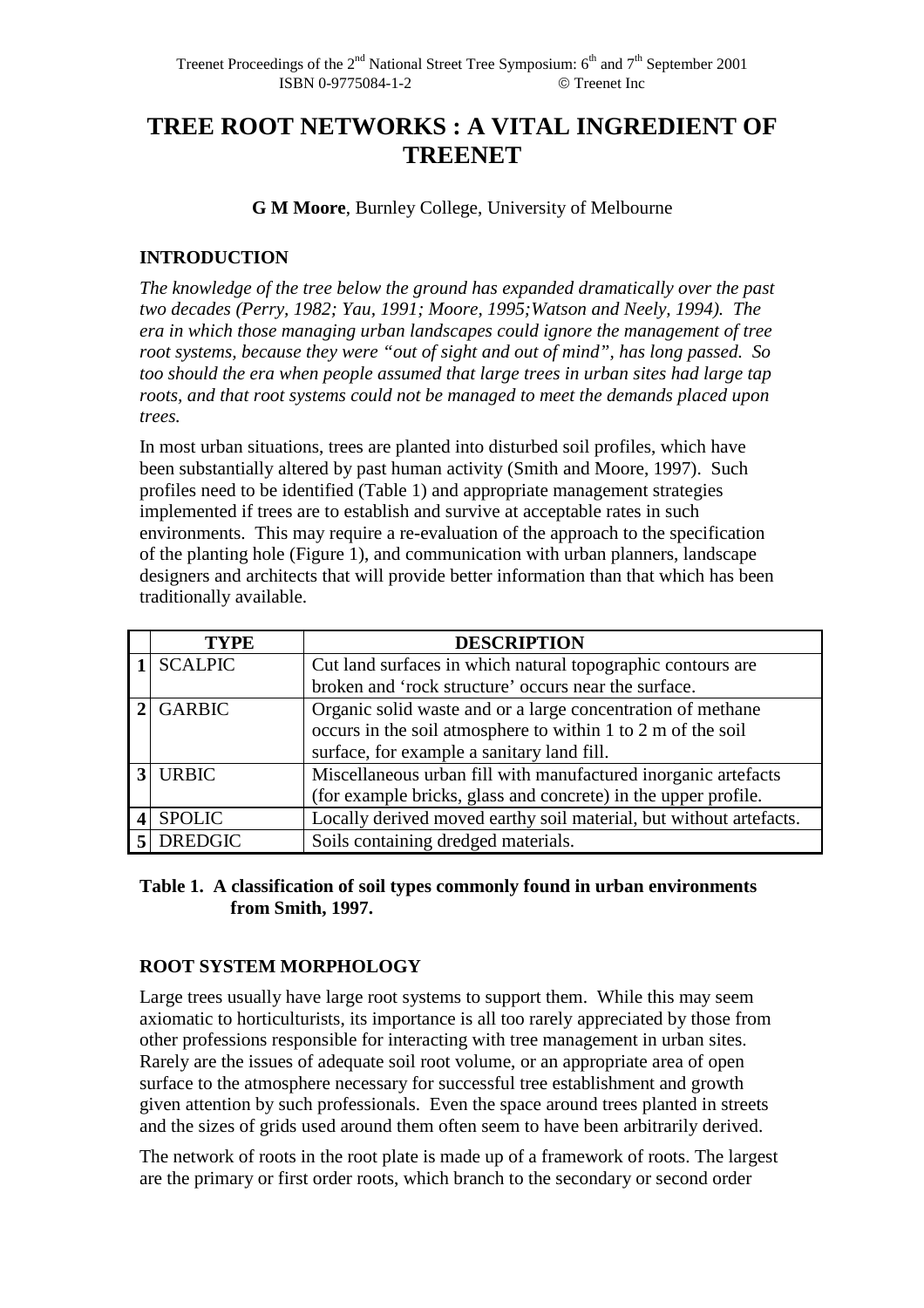# TREE ROOT NETWORKS : A VITAL INGREDIENT OF TREENET

**G M Moore**, Burnley College, University of Melbourne

## INTRODUCTION

*The knowledge of the tree below the ground has expanded dramatically over the past two decades (Perry, 1982; Yau, 1991; Moore, 1995;Watson and Neely, 1994). The era in which those managing urban landscapes could ignore the management of tree root systems, because they were "out of sight and out of mind", has long passed. So too should the era when people assumed that large trees in urban sites had large tap roots, and that root systems could not be managed to meet the demands placed upon trees.*

In most urban situations, trees are planted into disturbed soil profiles, which have been substantially altered by past human activity (Smith and Moore, 1997). Such profiles need to be identified (Table 1) and appropriate management strategies implemented if trees are to establish and survive at acceptable rates in such environments. This may require a re-evaluation of the approach to the specification of the planting hole (Figure 1), and communication with urban planners, landscape designers and architects that will provide better information than that which has been traditionally available.

| | TYPE | DESCRIPTION |
|---|---|---|
| 1 | SCALPIC | Cut land surfaces in which natural topographic contours are broken and 'rock structure' occurs near the surface. |
| 2 | GARBIC | Organic solid waste and or a large concentration of methane occurs in the soil atmosphere to within 1 to 2 m of the soil surface, for example a sanitary land fill. |
| 3 | URBIC | Miscellaneous urban fill with manufactured inorganic artefacts (for example bricks, glass and concrete) in the upper profile. |
| 4 | SPOLIC | Locally derived moved earthy soil material, but without artefacts. |
| 5 | DREDGIC | Soils containing dredged materials. |

**Table 1. A classification of soil types commonly found in urban environments from Smith, 1997.**

## ROOT SYSTEM MORPHOLOGY

Large trees usually have large root systems to support them. While this may seem axiomatic to horticulturists, its importance is all too rarely appreciated by those from other professions responsible for interacting with tree management in urban sites. Rarely are the issues of adequate soil root volume, or an appropriate area of open surface to the atmosphere necessary for successful tree establishment and growth given attention by such professionals. Even the space around trees planted in streets and the sizes of grids used around them often seem to have been arbitrarily derived.

The network of roots in the root plate is made up of a framework of roots. The largest are the primary or first order roots, which branch to the secondary or second order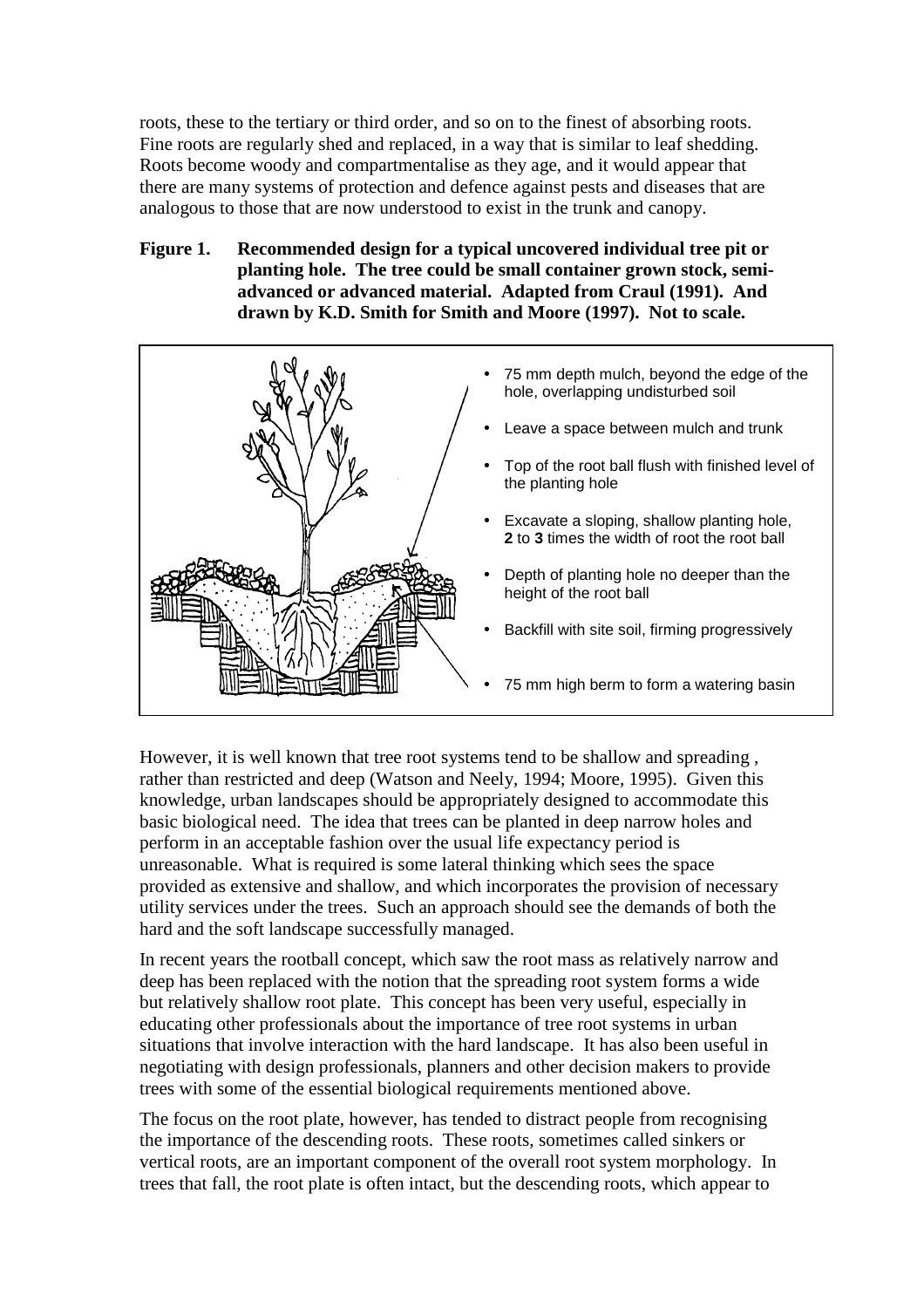roots, these to the tertiary or third order, and so on to the finest of absorbing roots. Fine roots are regularly shed and replaced, in a way that is similar to leaf shedding. Roots become woody and compartmentalise as they age, and it would appear that there are many systems of protection and defence against pests and diseases that are analogous to those that are now understood to exist in the trunk and canopy.

**Figure 1. Recommended design for a typical uncovered individual tree pit or planting hole. The tree could be small container grown stock, semi-advanced or advanced material. Adapted from Craul (1991). And drawn by K.D. Smith for Smith and Moore (1997). Not to scale.**

- 75 mm depth mulch, beyond the edge of the hole, overlapping undisturbed soil
- Leave a space between mulch and trunk
- Top of the root ball flush with finished level of the planting hole
- Excavate a sloping, shallow planting hole, **2** to **3** times the width of root the root ball
- Depth of planting hole no deeper than the height of the root ball
- Backfill with site soil, firming progressively
- 75 mm high berm to form a watering basin

However, it is well known that tree root systems tend to be shallow and spreading , rather than restricted and deep (Watson and Neely, 1994; Moore, 1995). Given this knowledge, urban landscapes should be appropriately designed to accommodate this basic biological need. The idea that trees can be planted in deep narrow holes and perform in an acceptable fashion over the usual life expectancy period is unreasonable. What is required is some lateral thinking which sees the space provided as extensive and shallow, and which incorporates the provision of necessary utility services under the trees. Such an approach should see the demands of both the hard and the soft landscape successfully managed.

In recent years the rootball concept, which saw the root mass as relatively narrow and deep has been replaced with the notion that the spreading root system forms a wide but relatively shallow root plate. This concept has been very useful, especially in educating other professionals about the importance of tree root systems in urban situations that involve interaction with the hard landscape. It has also been useful in negotiating with design professionals, planners and other decision makers to provide trees with some of the essential biological requirements mentioned above.

The focus on the root plate, however, has tended to distract people from recognising the importance of the descending roots. These roots, sometimes called sinkers or vertical roots, are an important component of the overall root system morphology. In trees that fall, the root plate is often intact, but the descending roots, which appear to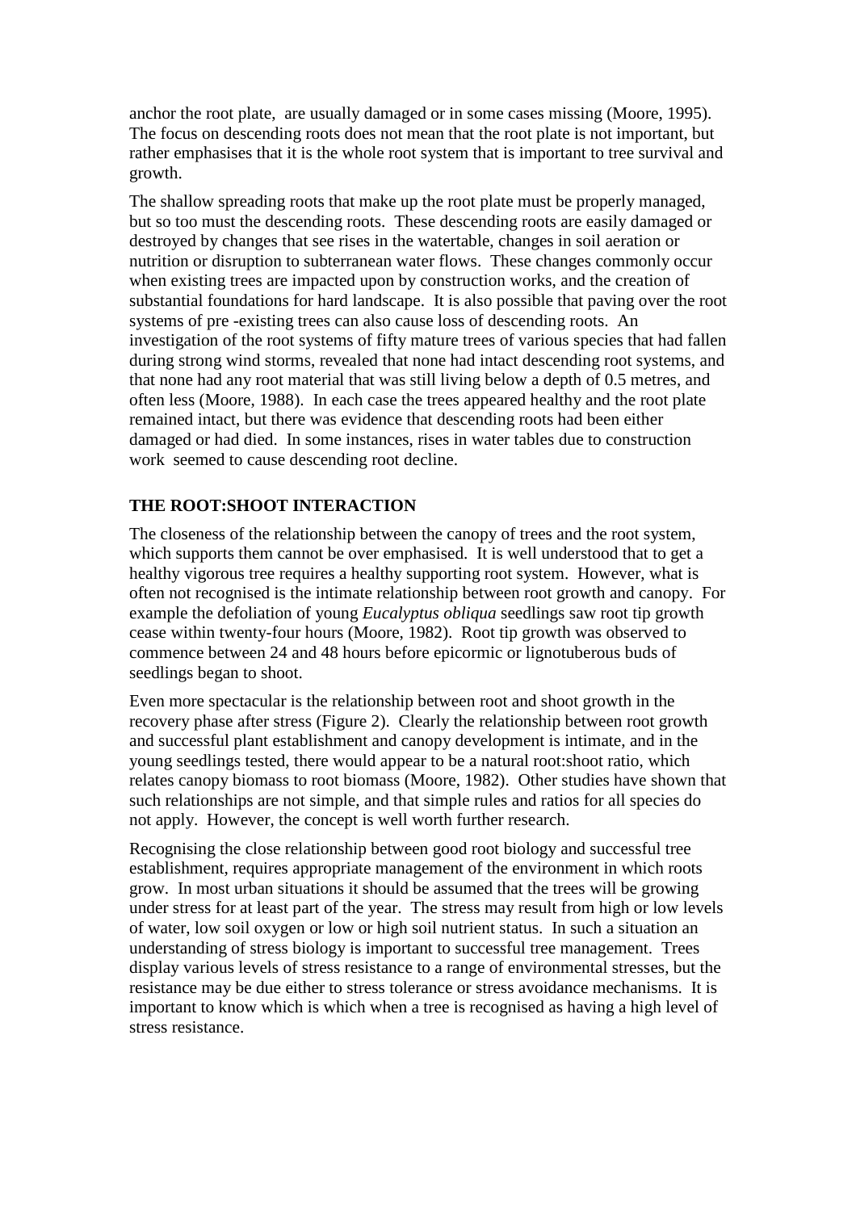anchor the root plate, are usually damaged or in some cases missing (Moore, 1995). The focus on descending roots does not mean that the root plate is not important, but rather emphasises that it is the whole root system that is important to tree survival and growth.

The shallow spreading roots that make up the root plate must be properly managed, but so too must the descending roots. These descending roots are easily damaged or destroyed by changes that see rises in the watertable, changes in soil aeration or nutrition or disruption to subterranean water flows. These changes commonly occur when existing trees are impacted upon by construction works, and the creation of substantial foundations for hard landscape. It is also possible that paving over the root systems of pre -existing trees can also cause loss of descending roots. An investigation of the root systems of fifty mature trees of various species that had fallen during strong wind storms, revealed that none had intact descending root systems, and that none had any root material that was still living below a depth of 0.5 metres, and often less (Moore, 1988). In each case the trees appeared healthy and the root plate remained intact, but there was evidence that descending roots had been either damaged or had died. In some instances, rises in water tables due to construction work seemed to cause descending root decline.

## THE ROOT:SHOOT INTERACTION

The closeness of the relationship between the canopy of trees and the root system, which supports them cannot be over emphasised. It is well understood that to get a healthy vigorous tree requires a healthy supporting root system. However, what is often not recognised is the intimate relationship between root growth and canopy. For example the defoliation of young *Eucalyptus obliqua* seedlings saw root tip growth cease within twenty-four hours (Moore, 1982). Root tip growth was observed to commence between 24 and 48 hours before epicormic or lignotuberous buds of seedlings began to shoot.

Even more spectacular is the relationship between root and shoot growth in the recovery phase after stress (Figure 2). Clearly the relationship between root growth and successful plant establishment and canopy development is intimate, and in the young seedlings tested, there would appear to be a natural root:shoot ratio, which relates canopy biomass to root biomass (Moore, 1982). Other studies have shown that such relationships are not simple, and that simple rules and ratios for all species do not apply. However, the concept is well worth further research.

Recognising the close relationship between good root biology and successful tree establishment, requires appropriate management of the environment in which roots grow. In most urban situations it should be assumed that the trees will be growing under stress for at least part of the year. The stress may result from high or low levels of water, low soil oxygen or low or high soil nutrient status. In such a situation an understanding of stress biology is important to successful tree management. Trees display various levels of stress resistance to a range of environmental stresses, but the resistance may be due either to stress tolerance or stress avoidance mechanisms. It is important to know which is which when a tree is recognised as having a high level of stress resistance.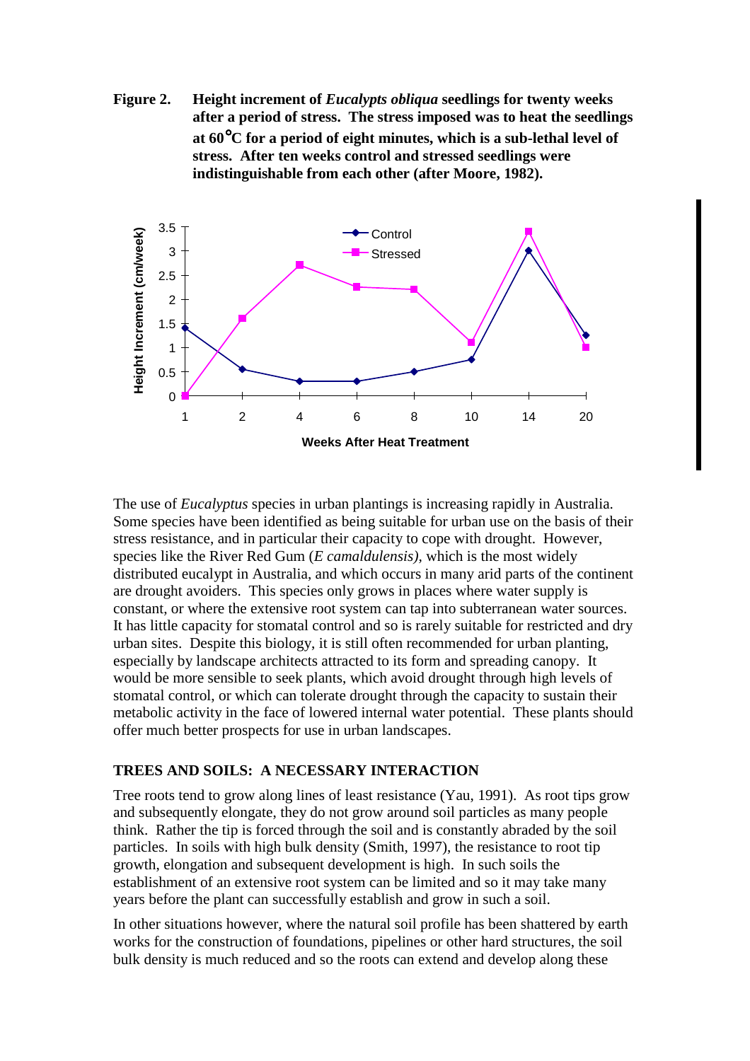**Figure 2.** **Height increment of *Eucalypts obliqua* seedlings for twenty weeks after a period of stress. The stress imposed was to heat the seedlings at 60°C for a period of eight minutes, which is a sub-lethal level of stress. After ten weeks control and stressed seedlings were indistinguishable from each other (after Moore, 1982).**

The use of *Eucalyptus* species in urban plantings is increasing rapidly in Australia. Some species have been identified as being suitable for urban use on the basis of their stress resistance, and in particular their capacity to cope with drought. However, species like the River Red Gum (*E camaldulensis)*, which is the most widely distributed eucalypt in Australia, and which occurs in many arid parts of the continent are drought avoiders. This species only grows in places where water supply is constant, or where the extensive root system can tap into subterranean water sources. It has little capacity for stomatal control and so is rarely suitable for restricted and dry urban sites. Despite this biology, it is still often recommended for urban planting, especially by landscape architects attracted to its form and spreading canopy. It would be more sensible to seek plants, which avoid drought through high levels of stomatal control, or which can tolerate drought through the capacity to sustain their metabolic activity in the face of lowered internal water potential. These plants should offer much better prospects for use in urban landscapes.

## TREES AND SOILS: A NECESSARY INTERACTION

Tree roots tend to grow along lines of least resistance (Yau, 1991). As root tips grow and subsequently elongate, they do not grow around soil particles as many people think. Rather the tip is forced through the soil and is constantly abraded by the soil particles. In soils with high bulk density (Smith, 1997), the resistance to root tip growth, elongation and subsequent development is high. In such soils the establishment of an extensive root system can be limited and so it may take many years before the plant can successfully establish and grow in such a soil.

In other situations however, where the natural soil profile has been shattered by earth works for the construction of foundations, pipelines or other hard structures, the soil bulk density is much reduced and so the roots can extend and develop along these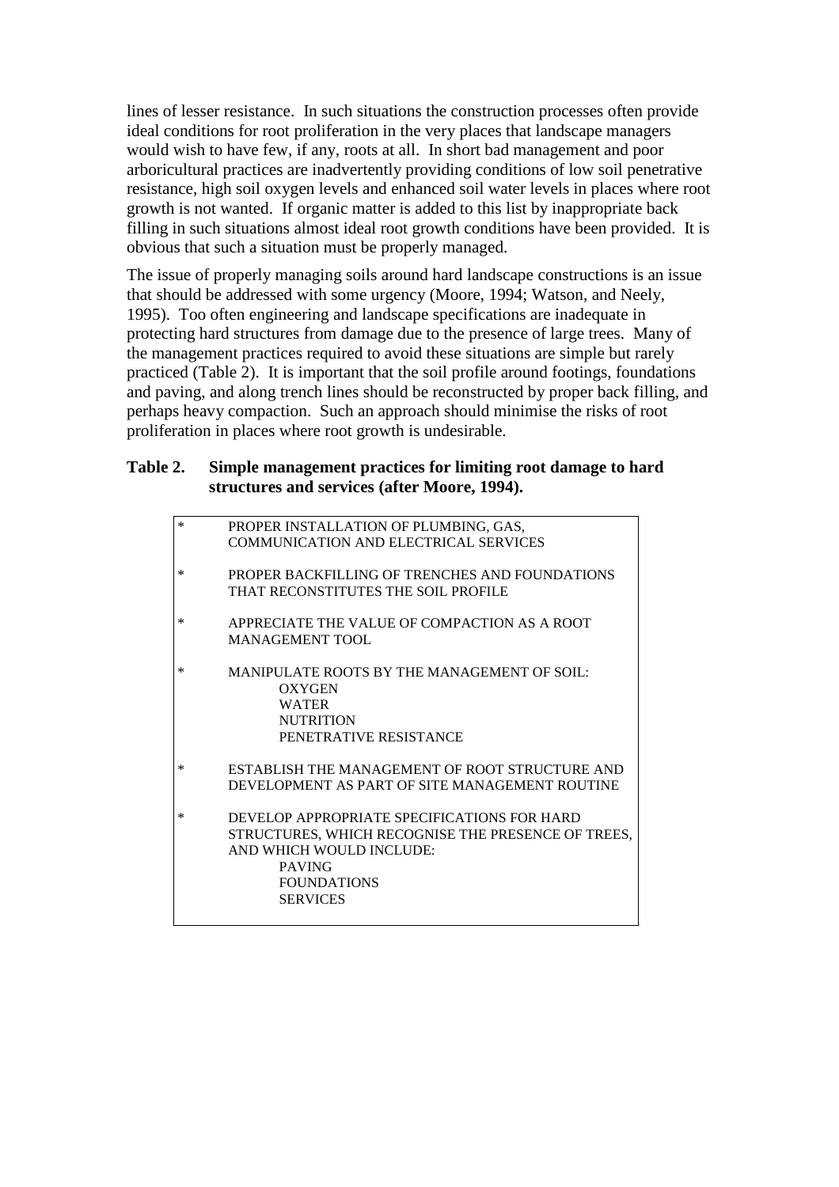lines of lesser resistance. In such situations the construction processes often provide ideal conditions for root proliferation in the very places that landscape managers would wish to have few, if any, roots at all. In short bad management and poor arboricultural practices are inadvertently providing conditions of low soil penetrative resistance, high soil oxygen levels and enhanced soil water levels in places where root growth is not wanted. If organic matter is added to this list by inappropriate back filling in such situations almost ideal root growth conditions have been provided. It is obvious that such a situation must be properly managed.

The issue of properly managing soils around hard landscape constructions is an issue that should be addressed with some urgency (Moore, 1994; Watson, and Neely, 1995). Too often engineering and landscape specifications are inadequate in protecting hard structures from damage due to the presence of large trees. Many of the management practices required to avoid these situations are simple but rarely practiced (Table 2). It is important that the soil profile around footings, foundations and paving, and along trench lines should be reconstructed by proper back filling, and perhaps heavy compaction. Such an approach should minimise the risks of root proliferation in places where root growth is undesirable.

**Table 2. Simple management practices for limiting root damage to hard structures and services (after Moore, 1994).**

* PROPER INSTALLATION OF PLUMBING, GAS, COMMUNICATION AND ELECTRICAL SERVICES
* PROPER BACKFILLING OF TRENCHES AND FOUNDATIONS THAT RECONSTITUTES THE SOIL PROFILE
* APPRECIATE THE VALUE OF COMPACTION AS A ROOT MANAGEMENT TOOL
* MANIPULATE ROOTS BY THE MANAGEMENT OF SOIL:
    - OXYGEN
    - WATER
    - NUTRITION
    - PENETRATIVE RESISTANCE
* ESTABLISH THE MANAGEMENT OF ROOT STRUCTURE AND DEVELOPMENT AS PART OF SITE MANAGEMENT ROUTINE
* DEVELOP APPROPRIATE SPECIFICATIONS FOR HARD STRUCTURES, WHICH RECOGNISE THE PRESENCE OF TREES, AND WHICH WOULD INCLUDE:
    - PAVING
    - FOUNDATIONS
    - SERVICES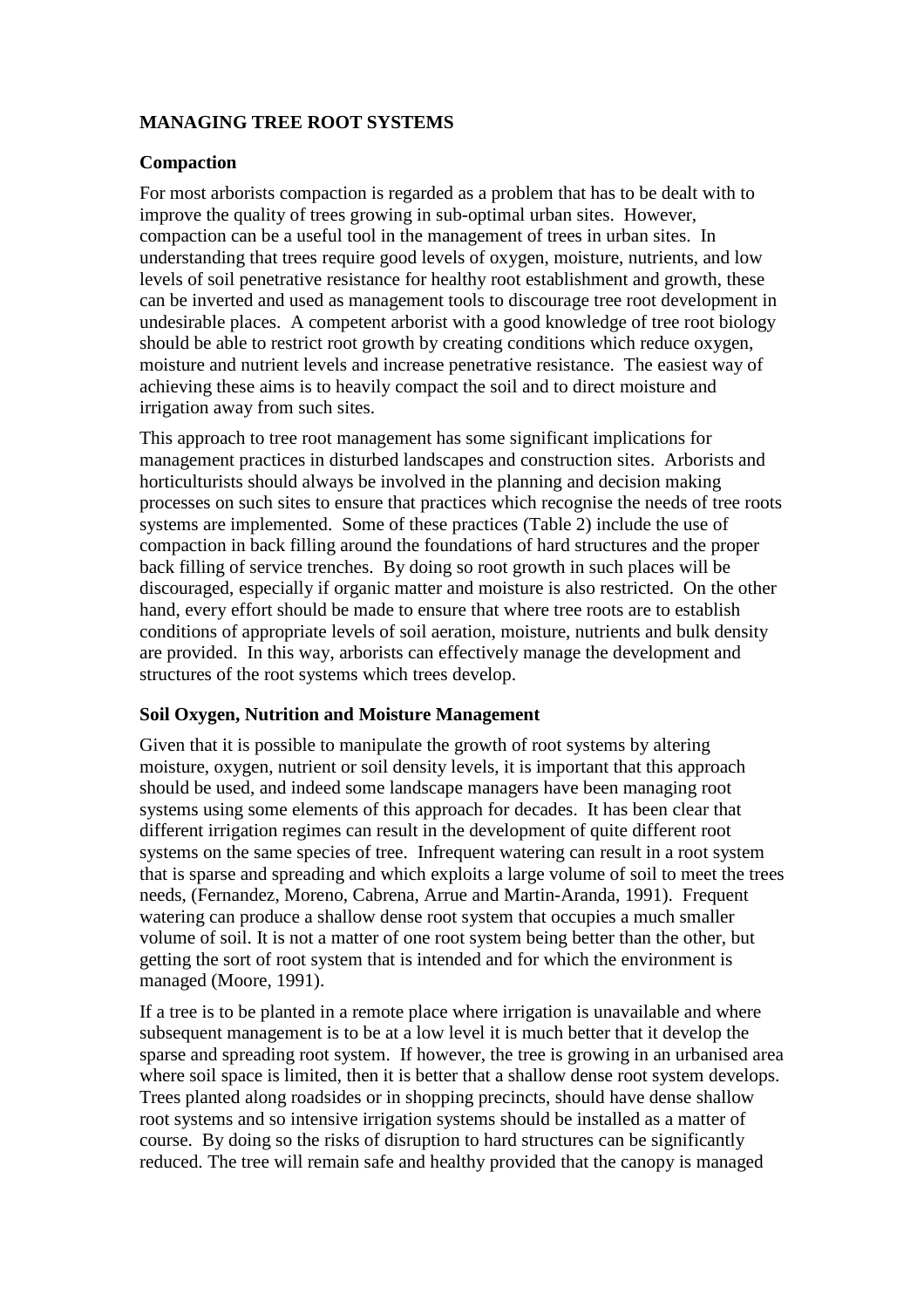**MANAGING TREE ROOT SYSTEMS**

**Compaction**

For most arborists compaction is regarded as a problem that has to be dealt with to improve the quality of trees growing in sub-optimal urban sites. However, compaction can be a useful tool in the management of trees in urban sites. In understanding that trees require good levels of oxygen, moisture, nutrients, and low levels of soil penetrative resistance for healthy root establishment and growth, these can be inverted and used as management tools to discourage tree root development in undesirable places. A competent arborist with a good knowledge of tree root biology should be able to restrict root growth by creating conditions which reduce oxygen, moisture and nutrient levels and increase penetrative resistance. The easiest way of achieving these aims is to heavily compact the soil and to direct moisture and irrigation away from such sites.

This approach to tree root management has some significant implications for management practices in disturbed landscapes and construction sites. Arborists and horticulturists should always be involved in the planning and decision making processes on such sites to ensure that practices which recognise the needs of tree roots systems are implemented. Some of these practices (Table 2) include the use of compaction in back filling around the foundations of hard structures and the proper back filling of service trenches. By doing so root growth in such places will be discouraged, especially if organic matter and moisture is also restricted. On the other hand, every effort should be made to ensure that where tree roots are to establish conditions of appropriate levels of soil aeration, moisture, nutrients and bulk density are provided. In this way, arborists can effectively manage the development and structures of the root systems which trees develop.

**Soil Oxygen, Nutrition and Moisture Management**

Given that it is possible to manipulate the growth of root systems by altering moisture, oxygen, nutrient or soil density levels, it is important that this approach should be used, and indeed some landscape managers have been managing root systems using some elements of this approach for decades. It has been clear that different irrigation regimes can result in the development of quite different root systems on the same species of tree. Infrequent watering can result in a root system that is sparse and spreading and which exploits a large volume of soil to meet the trees needs, (Fernandez, Moreno, Cabrena, Arrue and Martin-Aranda, 1991). Frequent watering can produce a shallow dense root system that occupies a much smaller volume of soil. It is not a matter of one root system being better than the other, but getting the sort of root system that is intended and for which the environment is managed (Moore, 1991).

If a tree is to be planted in a remote place where irrigation is unavailable and where subsequent management is to be at a low level it is much better that it develop the sparse and spreading root system. If however, the tree is growing in an urbanised area where soil space is limited, then it is better that a shallow dense root system develops. Trees planted along roadsides or in shopping precincts, should have dense shallow root systems and so intensive irrigation systems should be installed as a matter of course. By doing so the risks of disruption to hard structures can be significantly reduced. The tree will remain safe and healthy provided that the canopy is managed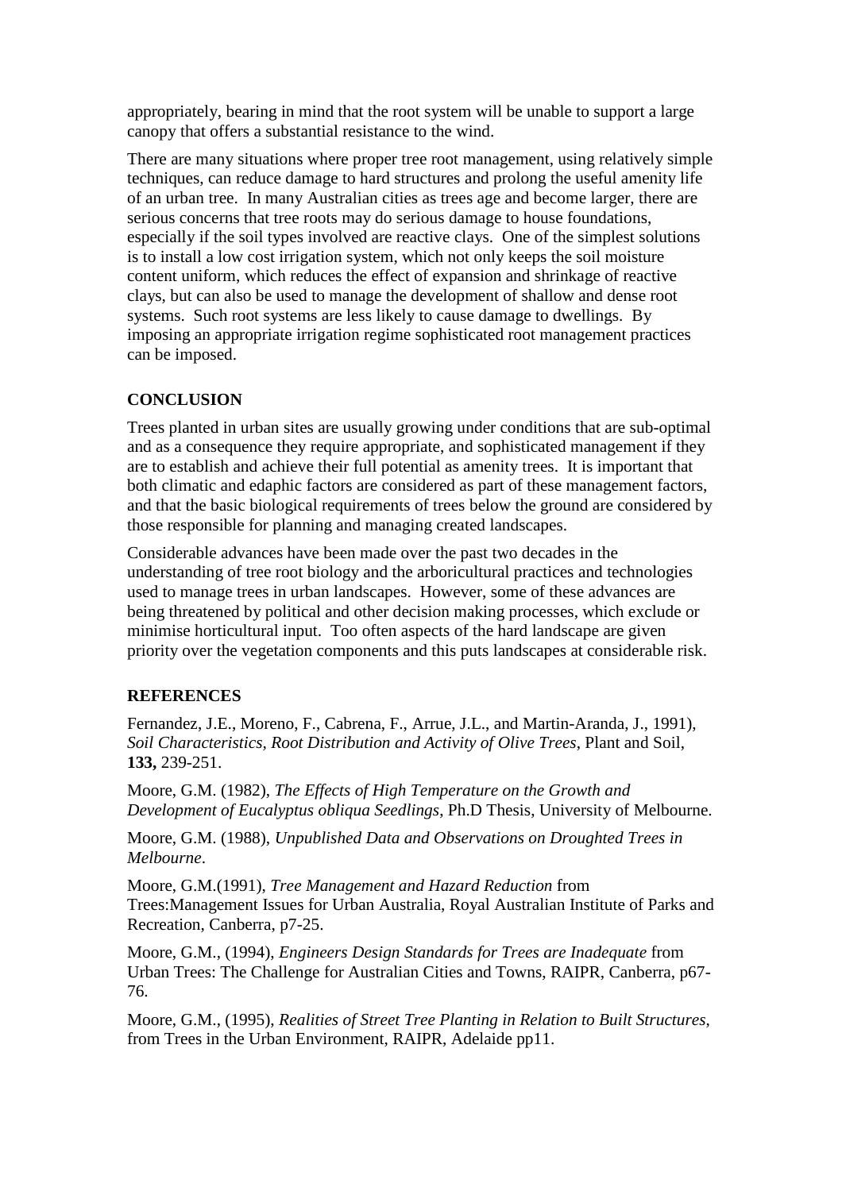appropriately, bearing in mind that the root system will be unable to support a large canopy that offers a substantial resistance to the wind.

There are many situations where proper tree root management, using relatively simple techniques, can reduce damage to hard structures and prolong the useful amenity life of an urban tree. In many Australian cities as trees age and become larger, there are serious concerns that tree roots may do serious damage to house foundations, especially if the soil types involved are reactive clays. One of the simplest solutions is to install a low cost irrigation system, which not only keeps the soil moisture content uniform, which reduces the effect of expansion and shrinkage of reactive clays, but can also be used to manage the development of shallow and dense root systems. Such root systems are less likely to cause damage to dwellings. By imposing an appropriate irrigation regime sophisticated root management practices can be imposed.

## CONCLUSION

Trees planted in urban sites are usually growing under conditions that are sub-optimal and as a consequence they require appropriate, and sophisticated management if they are to establish and achieve their full potential as amenity trees. It is important that both climatic and edaphic factors are considered as part of these management factors, and that the basic biological requirements of trees below the ground are considered by those responsible for planning and managing created landscapes.

Considerable advances have been made over the past two decades in the understanding of tree root biology and the arboricultural practices and technologies used to manage trees in urban landscapes. However, some of these advances are being threatened by political and other decision making processes, which exclude or minimise horticultural input. Too often aspects of the hard landscape are given priority over the vegetation components and this puts landscapes at considerable risk.

## REFERENCES

Fernandez, J.E., Moreno, F., Cabrena, F., Arrue, J.L., and Martin-Aranda, J., 1991), *Soil Characteristics, Root Distribution and Activity of Olive Trees*, Plant and Soil, **133,** 239-251.

Moore, G.M. (1982), *The Effects of High Temperature on the Growth and Development of Eucalyptus obliqua Seedlings*, Ph.D Thesis, University of Melbourne.

Moore, G.M. (1988), *Unpublished Data and Observations on Droughted Trees in Melbourne*.

Moore, G.M.(1991), *Tree Management and Hazard Reduction* from Trees:Management Issues for Urban Australia, Royal Australian Institute of Parks and Recreation, Canberra, p7-25.

Moore, G.M., (1994), *Engineers Design Standards for Trees are Inadequate* from Urban Trees: The Challenge for Australian Cities and Towns, RAIPR, Canberra, p67-76.

Moore, G.M., (1995), *Realities of Street Tree Planting in Relation to Built Structures*, from Trees in the Urban Environment, RAIPR, Adelaide pp11.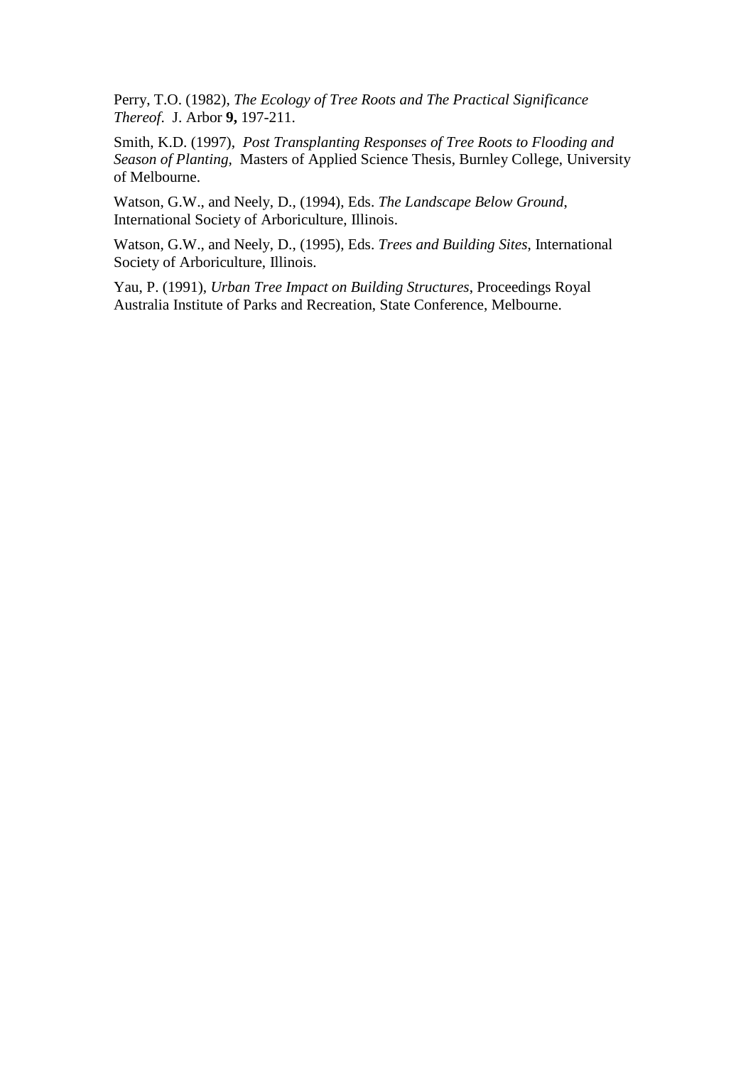Perry, T.O. (1982), *The Ecology of Tree Roots and The Practical Significance Thereof*. J. Arbor **9,** 197-211.

Smith, K.D. (1997), *Post Transplanting Responses of Tree Roots to Flooding and Season of Planting,* Masters of Applied Science Thesis, Burnley College, University of Melbourne.

Watson, G.W., and Neely, D., (1994), Eds. *The Landscape Below Ground*, International Society of Arboriculture, Illinois.

Watson, G.W., and Neely, D., (1995), Eds. *Trees and Building Sites*, International Society of Arboriculture, Illinois.

Yau, P. (1991), *Urban Tree Impact on Building Structures*, Proceedings Royal Australia Institute of Parks and Recreation, State Conference, Melbourne.